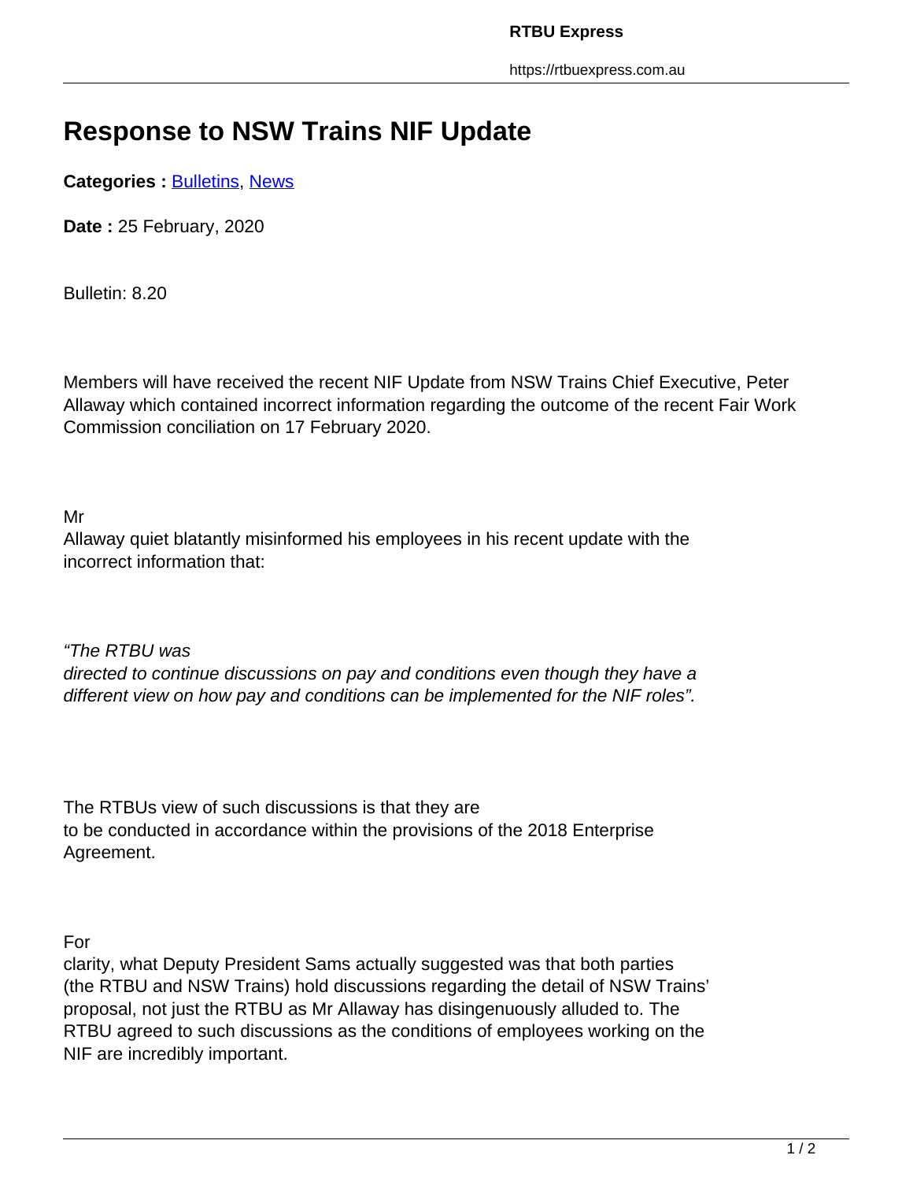# Response to NSW Trains NIF Update

**Categories :** Bulletins, News

**Date :** 25 February, 2020

Bulletin: 8.20

Members will have received the recent NIF Update from NSW Trains Chief Executive, Peter Allaway which contained incorrect information regarding the outcome of the recent Fair Work Commission conciliation on 17 February 2020.

Mr Allaway quiet blatantly misinformed his employees in his recent update with the incorrect information that:

*"The RTBU was directed to continue discussions on pay and conditions even though they have a different view on how pay and conditions can be implemented for the NIF roles".*

The RTBUs view of such discussions is that they are to be conducted in accordance within the provisions of the 2018 Enterprise Agreement.

For clarity, what Deputy President Sams actually suggested was that both parties (the RTBU and NSW Trains) hold discussions regarding the detail of NSW Trains' proposal, not just the RTBU as Mr Allaway has disingenuously alluded to. The RTBU agreed to such discussions as the conditions of employees working on the NIF are incredibly important.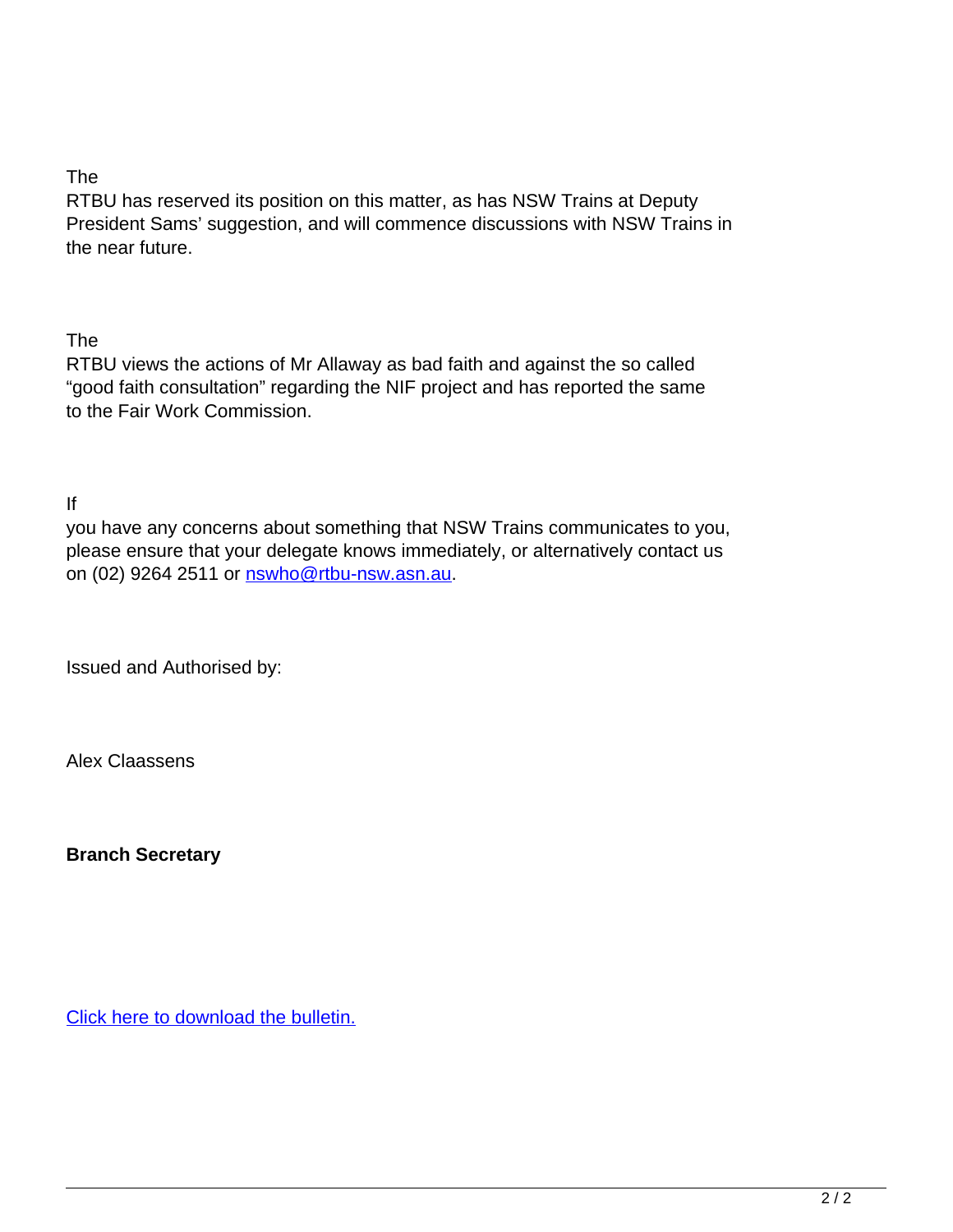The RTBU has reserved its position on this matter, as has NSW Trains at Deputy President Sams' suggestion, and will commence discussions with NSW Trains in the near future.

The RTBU views the actions of Mr Allaway as bad faith and against the so called "good faith consultation" regarding the NIF project and has reported the same to the Fair Work Commission.

If you have any concerns about something that NSW Trains communicates to you, please ensure that your delegate knows immediately, or alternatively contact us on (02) 9264 2511 or [nswho@rtbu-nsw.asn.au](mailto:nswho@rtbu-nsw.asn.au).

Issued and Authorised by:

Alex Claassens

**Branch Secretary**

[Click here to download the bulletin.]()